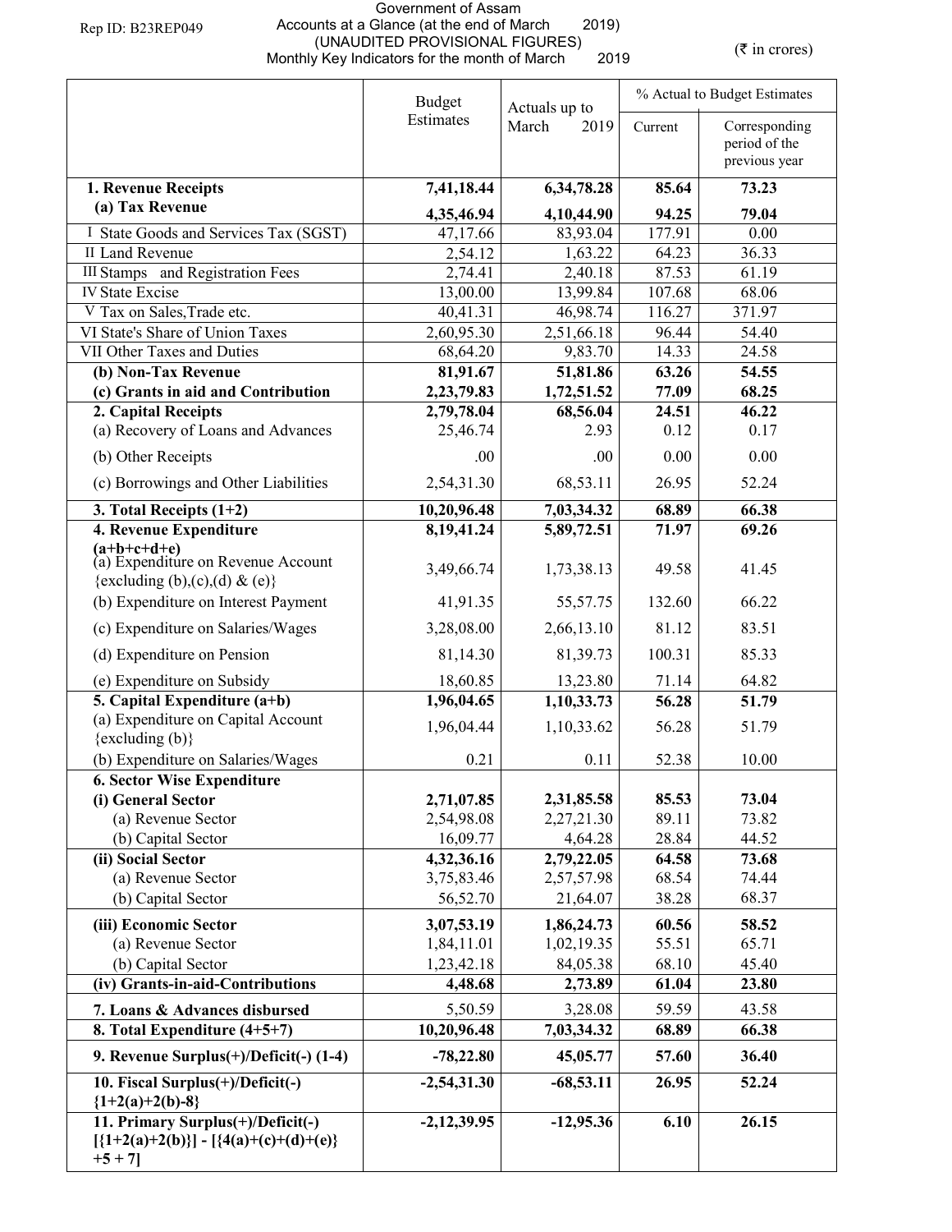Rep ID: B23REP049

Government of Assam
Accounts at a Glance (at the end of March 2019)
(UNAUDITED PROVISIONAL FIGURES)
Monthly Key Indicators for the month of March 2019

(₹ in crores)

| | Budget Estimates | Actuals up to March 2019 | % Actual to Budget Estimates | |
|---|---|---|---|---|
| | | | Current | Corresponding period of the previous year |
| **1. Revenue Receipts** | **7,41,18.44** | **6,34,78.28** | **85.64** | **73.23** |
| **(a) Tax Revenue** | **4,35,46.94** | **4,10,44.90** | **94.25** | **79.04** |
| I State Goods and Services Tax (SGST) | 47,17.66 | 83,93.04 | 177.91 | 0.00 |
| II Land Revenue | 2,54.12 | 1,63.22 | 64.23 | 36.33 |
| III Stamps and Registration Fees | 2,74.41 | 2,40.18 | 87.53 | 61.19 |
| IV State Excise | 13,00.00 | 13,99.84 | 107.68 | 68.06 |
| V Tax on Sales,Trade etc. | 40,41.31 | 46,98.74 | 116.27 | 371.97 |
| VI State's Share of Union Taxes | 2,60,95.30 | 2,51,66.18 | 96.44 | 54.40 |
| VII Other Taxes and Duties | 68,64.20 | 9,83.70 | 14.33 | 24.58 |
| **(b) Non-Tax Revenue** | **81,91.67** | **51,81.86** | **63.26** | **54.55** |
| **(c) Grants in aid and Contribution** | **2,23,79.83** | **1,72,51.52** | **77.09** | **68.25** |
| **2. Capital Receipts** | **2,79,78.04** | **68,56.04** | **24.51** | **46.22** |
| (a) Recovery of Loans and Advances | 25,46.74 | 2.93 | 0.12 | 0.17 |
| (b) Other Receipts | .00 | .00 | 0.00 | 0.00 |
| (c) Borrowings and Other Liabilities | 2,54,31.30 | 68,53.11 | 26.95 | 52.24 |
| **3. Total Receipts (1+2)** | **10,20,96.48** | **7,03,34.32** | **68.89** | **66.38** |
| **4. Revenue Expenditure (a+b+c+d+e)** | **8,19,41.24** | **5,89,72.51** | **71.97** | **69.26** |
| (a) Expenditure on Revenue Account {excluding (b),(c),(d) & (e)} | 3,49,66.74 | 1,73,38.13 | 49.58 | 41.45 |
| (b) Expenditure on Interest Payment | 41,91.35 | 55,57.75 | 132.60 | 66.22 |
| (c) Expenditure on Salaries/Wages | 3,28,08.00 | 2,66,13.10 | 81.12 | 83.51 |
| (d) Expenditure on Pension | 81,14.30 | 81,39.73 | 100.31 | 85.33 |
| (e) Expenditure on Subsidy | 18,60.85 | 13,23.80 | 71.14 | 64.82 |
| **5. Capital Expenditure (a+b)** | **1,96,04.65** | **1,10,33.73** | **56.28** | **51.79** |
| (a) Expenditure on Capital Account {excluding (b)} | 1,96,04.44 | 1,10,33.62 | 56.28 | 51.79 |
| (b) Expenditure on Salaries/Wages | 0.21 | 0.11 | 52.38 | 10.00 |
| **6. Sector Wise Expenditure** | | | | |
| **(i) General Sector** | **2,71,07.85** | **2,31,85.58** | **85.53** | **73.04** |
| (a) Revenue Sector | 2,54,98.08 | 2,27,21.30 | 89.11 | 73.82 |
| (b) Capital Sector | 16,09.77 | 4,64.28 | 28.84 | 44.52 |
| **(ii) Social Sector** | **4,32,36.16** | **2,79,22.05** | **64.58** | **73.68** |
| (a) Revenue Sector | 3,75,83.46 | 2,57,57.98 | 68.54 | 74.44 |
| (b) Capital Sector | 56,52.70 | 21,64.07 | 38.28 | 68.37 |
| **(iii) Economic Sector** | **3,07,53.19** | **1,86,24.73** | **60.56** | **58.52** |
| (a) Revenue Sector | 1,84,11.01 | 1,02,19.35 | 55.51 | 65.71 |
| (b) Capital Sector | 1,23,42.18 | 84,05.38 | 68.10 | 45.40 |
| **(iv) Grants-in-aid-Contributions** | **4,48.68** | **2,73.89** | **61.04** | **23.80** |
| **7. Loans & Advances disbursed** | 5,50.59 | 3,28.08 | 59.59 | 43.58 |
| **8. Total Expenditure (4+5+7)** | **10,20,96.48** | **7,03,34.32** | **68.89** | **66.38** |
| **9. Revenue Surplus(+)/Deficit(-) (1-4)** | **-78,22.80** | **45,05.77** | **57.60** | **36.40** |
| **10. Fiscal Surplus(+)/Deficit(-) {1+2(a)+2(b)-8}** | **-2,54,31.30** | **-68,53.11** | **26.95** | **52.24** |
| **11. Primary Surplus(+)/Deficit(-) [{1+2(a)+2(b)}] - [{4(a)+(c)+(d)+(e)} +5 + 7]** | **-2,12,39.95** | **-12,95.36** | **6.10** | **26.15** |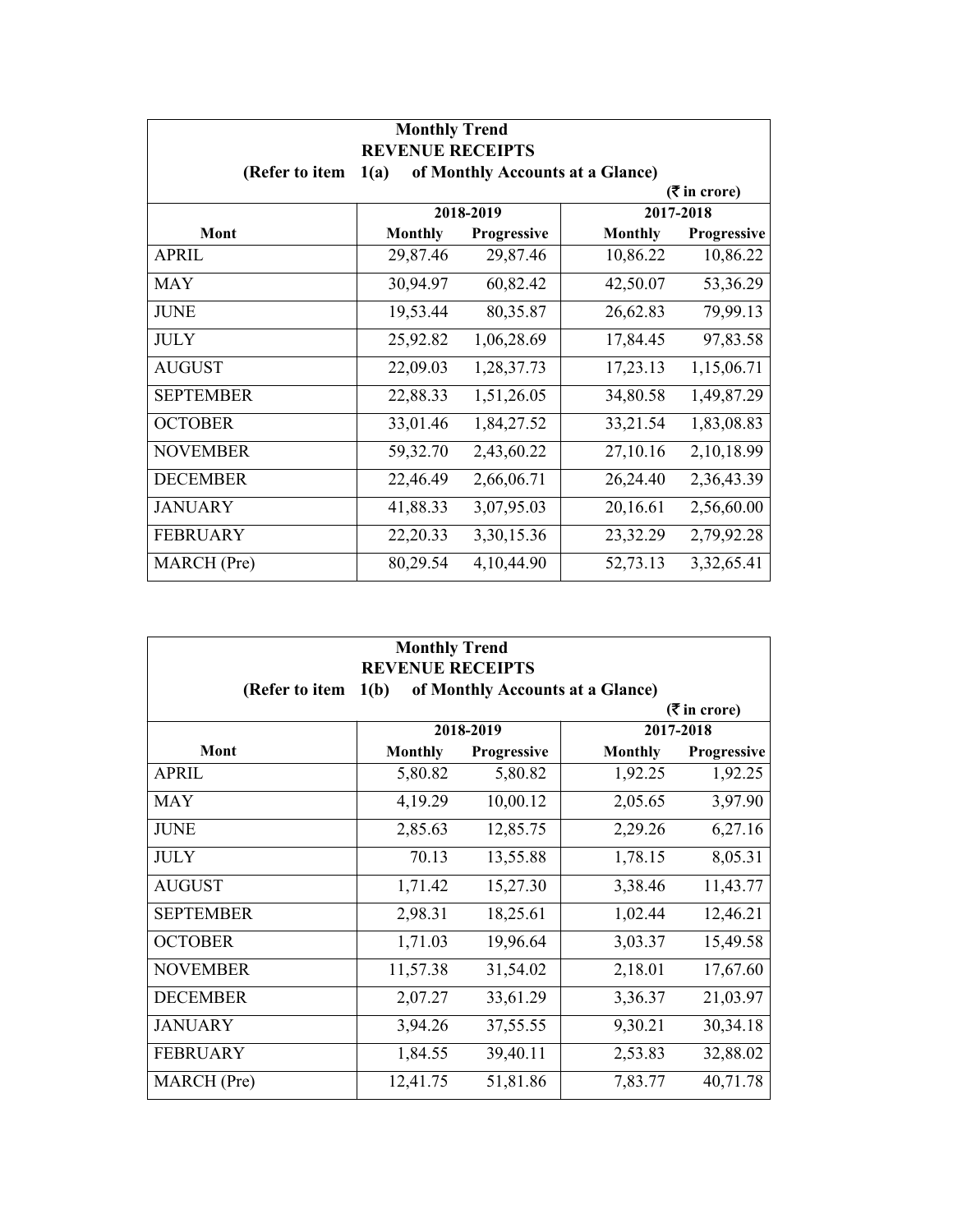| Monthly Trend<br>REVENUE RECEIPTS<br>(Refer to item 1(a) of Monthly Accounts at a Glance) | | | | |
|---|---|---|---|---|
| | | | | (₹ in crore) |
| | 2018-2019 | | 2017-2018 | |
| Mont | Monthly | Progressive | Monthly | Progressive |
| APRIL | 29,87.46 | 29,87.46 | 10,86.22 | 10,86.22 |
| MAY | 30,94.97 | 60,82.42 | 42,50.07 | 53,36.29 |
| JUNE | 19,53.44 | 80,35.87 | 26,62.83 | 79,99.13 |
| JULY | 25,92.82 | 1,06,28.69 | 17,84.45 | 97,83.58 |
| AUGUST | 22,09.03 | 1,28,37.73 | 17,23.13 | 1,15,06.71 |
| SEPTEMBER | 22,88.33 | 1,51,26.05 | 34,80.58 | 1,49,87.29 |
| OCTOBER | 33,01.46 | 1,84,27.52 | 33,21.54 | 1,83,08.83 |
| NOVEMBER | 59,32.70 | 2,43,60.22 | 27,10.16 | 2,10,18.99 |
| DECEMBER | 22,46.49 | 2,66,06.71 | 26,24.40 | 2,36,43.39 |
| JANUARY | 41,88.33 | 3,07,95.03 | 20,16.61 | 2,56,60.00 |
| FEBRUARY | 22,20.33 | 3,30,15.36 | 23,32.29 | 2,79,92.28 |
| MARCH (Pre) | 80,29.54 | 4,10,44.90 | 52,73.13 | 3,32,65.41 |

| Monthly Trend<br>REVENUE RECEIPTS<br>(Refer to item 1(b) of Monthly Accounts at a Glance) | | | | |
|---|---|---|---|---|
| | | | | (₹ in crore) |
| | 2018-2019 | | 2017-2018 | |
| Mont | Monthly | Progressive | Monthly | Progressive |
| APRIL | 5,80.82 | 5,80.82 | 1,92.25 | 1,92.25 |
| MAY | 4,19.29 | 10,00.12 | 2,05.65 | 3,97.90 |
| JUNE | 2,85.63 | 12,85.75 | 2,29.26 | 6,27.16 |
| JULY | 70.13 | 13,55.88 | 1,78.15 | 8,05.31 |
| AUGUST | 1,71.42 | 15,27.30 | 3,38.46 | 11,43.77 |
| SEPTEMBER | 2,98.31 | 18,25.61 | 1,02.44 | 12,46.21 |
| OCTOBER | 1,71.03 | 19,96.64 | 3,03.37 | 15,49.58 |
| NOVEMBER | 11,57.38 | 31,54.02 | 2,18.01 | 17,67.60 |
| DECEMBER | 2,07.27 | 33,61.29 | 3,36.37 | 21,03.97 |
| JANUARY | 3,94.26 | 37,55.55 | 9,30.21 | 30,34.18 |
| FEBRUARY | 1,84.55 | 39,40.11 | 2,53.83 | 32,88.02 |
| MARCH (Pre) | 12,41.75 | 51,81.86 | 7,83.77 | 40,71.78 |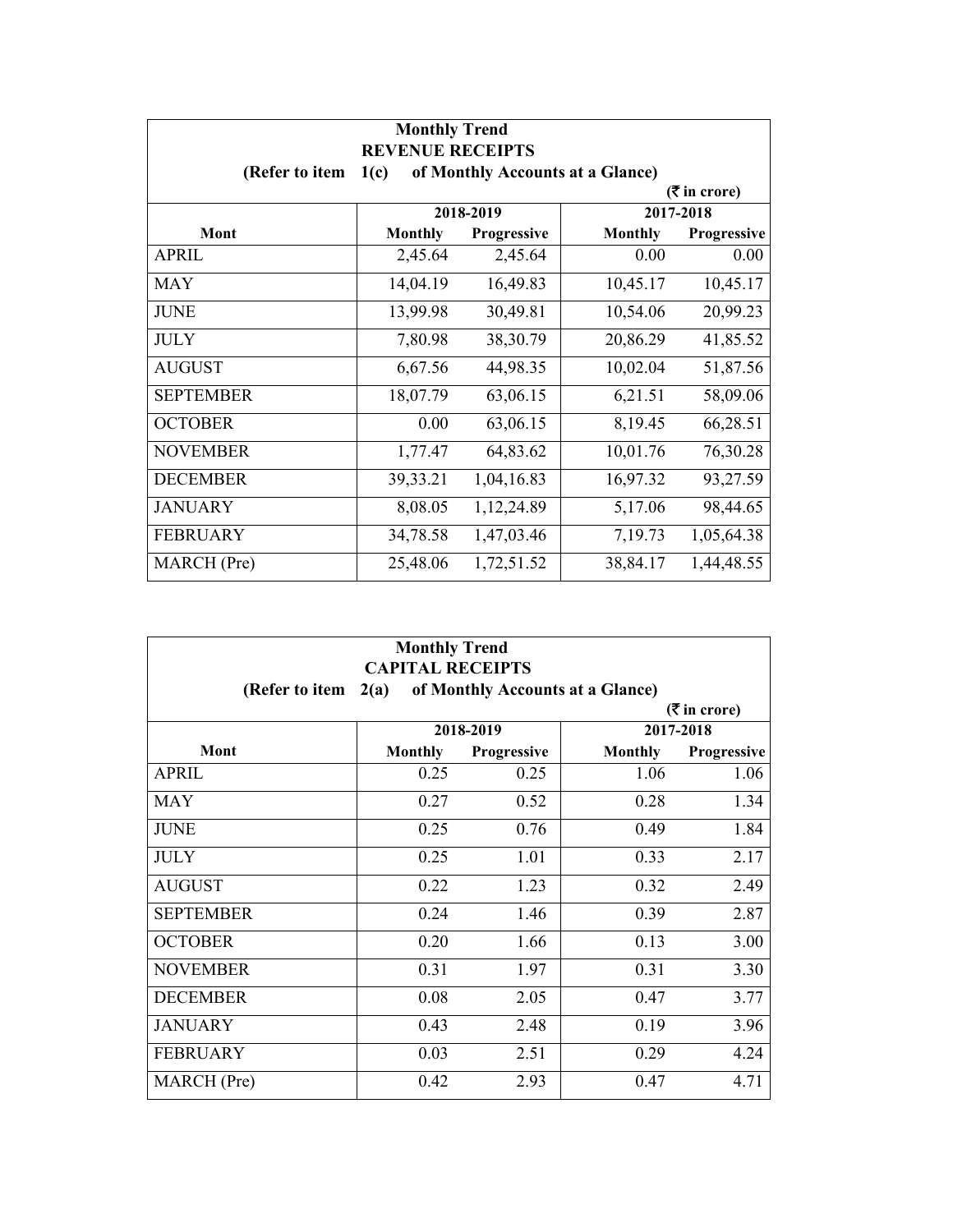| Monthly Trend<br>REVENUE RECEIPTS<br>(Refer to item 1(c) of Monthly Accounts at a Glance)<br>(₹ in crore) | | | | |
|---|---|---|---|---|
| | 2018-2019 | | 2017-2018 | |
| Mont | Monthly | Progressive | Monthly | Progressive |
| APRIL | 2,45.64 | 2,45.64 | 0.00 | 0.00 |
| MAY | 14,04.19 | 16,49.83 | 10,45.17 | 10,45.17 |
| JUNE | 13,99.98 | 30,49.81 | 10,54.06 | 20,99.23 |
| JULY | 7,80.98 | 38,30.79 | 20,86.29 | 41,85.52 |
| AUGUST | 6,67.56 | 44,98.35 | 10,02.04 | 51,87.56 |
| SEPTEMBER | 18,07.79 | 63,06.15 | 6,21.51 | 58,09.06 |
| OCTOBER | 0.00 | 63,06.15 | 8,19.45 | 66,28.51 |
| NOVEMBER | 1,77.47 | 64,83.62 | 10,01.76 | 76,30.28 |
| DECEMBER | 39,33.21 | 1,04,16.83 | 16,97.32 | 93,27.59 |
| JANUARY | 8,08.05 | 1,12,24.89 | 5,17.06 | 98,44.65 |
| FEBRUARY | 34,78.58 | 1,47,03.46 | 7,19.73 | 1,05,64.38 |
| MARCH (Pre) | 25,48.06 | 1,72,51.52 | 38,84.17 | 1,44,48.55 |

| Monthly Trend<br>CAPITAL RECEIPTS<br>(Refer to item 2(a) of Monthly Accounts at a Glance)<br>(₹ in crore) | | | | |
|---|---|---|---|---|
| | 2018-2019 | | 2017-2018 | |
| Mont | Monthly | Progressive | Monthly | Progressive |
| APRIL | 0.25 | 0.25 | 1.06 | 1.06 |
| MAY | 0.27 | 0.52 | 0.28 | 1.34 |
| JUNE | 0.25 | 0.76 | 0.49 | 1.84 |
| JULY | 0.25 | 1.01 | 0.33 | 2.17 |
| AUGUST | 0.22 | 1.23 | 0.32 | 2.49 |
| SEPTEMBER | 0.24 | 1.46 | 0.39 | 2.87 |
| OCTOBER | 0.20 | 1.66 | 0.13 | 3.00 |
| NOVEMBER | 0.31 | 1.97 | 0.31 | 3.30 |
| DECEMBER | 0.08 | 2.05 | 0.47 | 3.77 |
| JANUARY | 0.43 | 2.48 | 0.19 | 3.96 |
| FEBRUARY | 0.03 | 2.51 | 0.29 | 4.24 |
| MARCH (Pre) | 0.42 | 2.93 | 0.47 | 4.71 |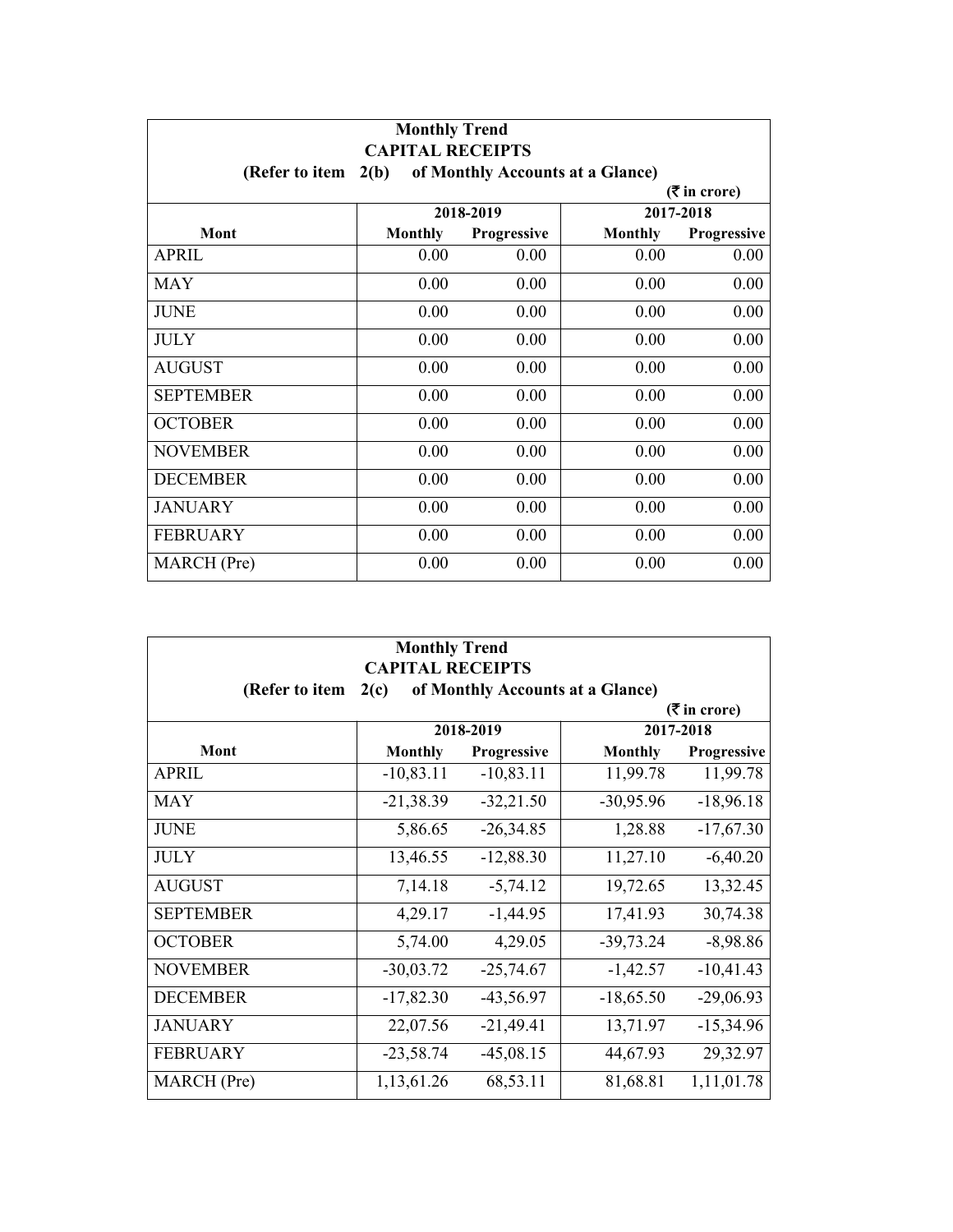| Monthly Trend<br>CAPITAL RECEIPTS<br>(Refer to item 2(b) of Monthly Accounts at a Glance) | | | | |
|---|---|---|---|---|
| | | | | (₹ in crore) |
| | 2018-2019 | | 2017-2018 | |
| Mont | Monthly | Progressive | Monthly | Progressive |
| APRIL | 0.00 | 0.00 | 0.00 | 0.00 |
| MAY | 0.00 | 0.00 | 0.00 | 0.00 |
| JUNE | 0.00 | 0.00 | 0.00 | 0.00 |
| JULY | 0.00 | 0.00 | 0.00 | 0.00 |
| AUGUST | 0.00 | 0.00 | 0.00 | 0.00 |
| SEPTEMBER | 0.00 | 0.00 | 0.00 | 0.00 |
| OCTOBER | 0.00 | 0.00 | 0.00 | 0.00 |
| NOVEMBER | 0.00 | 0.00 | 0.00 | 0.00 |
| DECEMBER | 0.00 | 0.00 | 0.00 | 0.00 |
| JANUARY | 0.00 | 0.00 | 0.00 | 0.00 |
| FEBRUARY | 0.00 | 0.00 | 0.00 | 0.00 |
| MARCH (Pre) | 0.00 | 0.00 | 0.00 | 0.00 |

| Monthly Trend<br>CAPITAL RECEIPTS<br>(Refer to item 2(c) of Monthly Accounts at a Glance) | | | | |
|---|---|---|---|---|
| | | | | (₹ in crore) |
| | 2018-2019 | | 2017-2018 | |
| Mont | Monthly | Progressive | Monthly | Progressive |
| APRIL | -10,83.11 | -10,83.11 | 11,99.78 | 11,99.78 |
| MAY | -21,38.39 | -32,21.50 | -30,95.96 | -18,96.18 |
| JUNE | 5,86.65 | -26,34.85 | 1,28.88 | -17,67.30 |
| JULY | 13,46.55 | -12,88.30 | 11,27.10 | -6,40.20 |
| AUGUST | 7,14.18 | -5,74.12 | 19,72.65 | 13,32.45 |
| SEPTEMBER | 4,29.17 | -1,44.95 | 17,41.93 | 30,74.38 |
| OCTOBER | 5,74.00 | 4,29.05 | -39,73.24 | -8,98.86 |
| NOVEMBER | -30,03.72 | -25,74.67 | -1,42.57 | -10,41.43 |
| DECEMBER | -17,82.30 | -43,56.97 | -18,65.50 | -29,06.93 |
| JANUARY | 22,07.56 | -21,49.41 | 13,71.97 | -15,34.96 |
| FEBRUARY | -23,58.74 | -45,08.15 | 44,67.93 | 29,32.97 |
| MARCH (Pre) | 1,13,61.26 | 68,53.11 | 81,68.81 | 1,11,01.78 |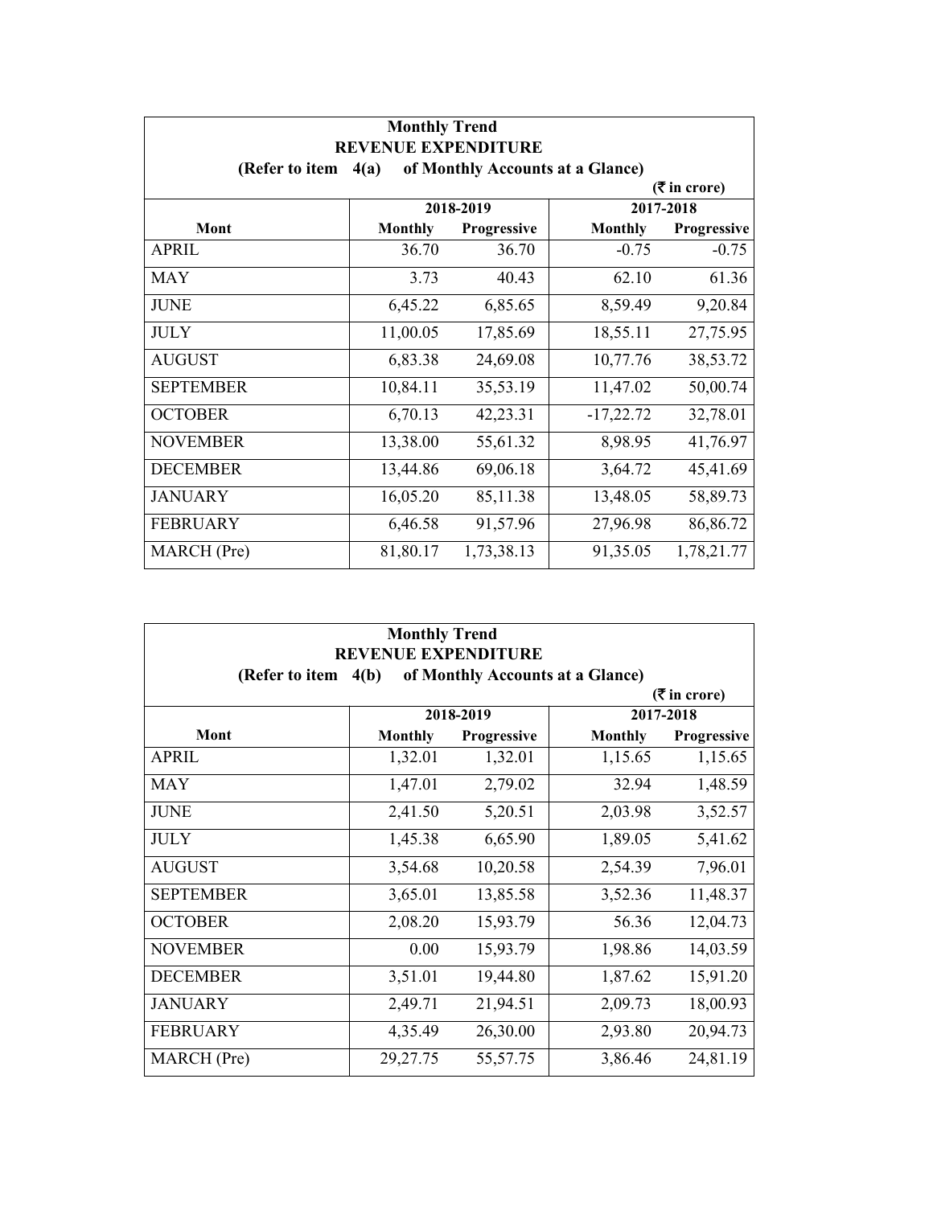| Monthly Trend<br>REVENUE EXPENDITURE<br>(Refer to item 4(a) of Monthly Accounts at a Glance) | | | | |
|---|---|---|---|---|
| | | | | (₹ in crore) |
| | 2018-2019 | | 2017-2018 | |
| Mont | Monthly | Progressive | Monthly | Progressive |
| APRIL | 36.70 | 36.70 | -0.75 | -0.75 |
| MAY | 3.73 | 40.43 | 62.10 | 61.36 |
| JUNE | 6,45.22 | 6,85.65 | 8,59.49 | 9,20.84 |
| JULY | 11,00.05 | 17,85.69 | 18,55.11 | 27,75.95 |
| AUGUST | 6,83.38 | 24,69.08 | 10,77.76 | 38,53.72 |
| SEPTEMBER | 10,84.11 | 35,53.19 | 11,47.02 | 50,00.74 |
| OCTOBER | 6,70.13 | 42,23.31 | -17,22.72 | 32,78.01 |
| NOVEMBER | 13,38.00 | 55,61.32 | 8,98.95 | 41,76.97 |
| DECEMBER | 13,44.86 | 69,06.18 | 3,64.72 | 45,41.69 |
| JANUARY | 16,05.20 | 85,11.38 | 13,48.05 | 58,89.73 |
| FEBRUARY | 6,46.58 | 91,57.96 | 27,96.98 | 86,86.72 |
| MARCH (Pre) | 81,80.17 | 1,73,38.13 | 91,35.05 | 1,78,21.77 |

| Monthly Trend<br>REVENUE EXPENDITURE<br>(Refer to item 4(b) of Monthly Accounts at a Glance) | | | | |
|---|---|---|---|---|
| | | | | (₹ in crore) |
| | 2018-2019 | | 2017-2018 | |
| Mont | Monthly | Progressive | Monthly | Progressive |
| APRIL | 1,32.01 | 1,32.01 | 1,15.65 | 1,15.65 |
| MAY | 1,47.01 | 2,79.02 | 32.94 | 1,48.59 |
| JUNE | 2,41.50 | 5,20.51 | 2,03.98 | 3,52.57 |
| JULY | 1,45.38 | 6,65.90 | 1,89.05 | 5,41.62 |
| AUGUST | 3,54.68 | 10,20.58 | 2,54.39 | 7,96.01 |
| SEPTEMBER | 3,65.01 | 13,85.58 | 3,52.36 | 11,48.37 |
| OCTOBER | 2,08.20 | 15,93.79 | 56.36 | 12,04.73 |
| NOVEMBER | 0.00 | 15,93.79 | 1,98.86 | 14,03.59 |
| DECEMBER | 3,51.01 | 19,44.80 | 1,87.62 | 15,91.20 |
| JANUARY | 2,49.71 | 21,94.51 | 2,09.73 | 18,00.93 |
| FEBRUARY | 4,35.49 | 26,30.00 | 2,93.80 | 20,94.73 |
| MARCH (Pre) | 29,27.75 | 55,57.75 | 3,86.46 | 24,81.19 |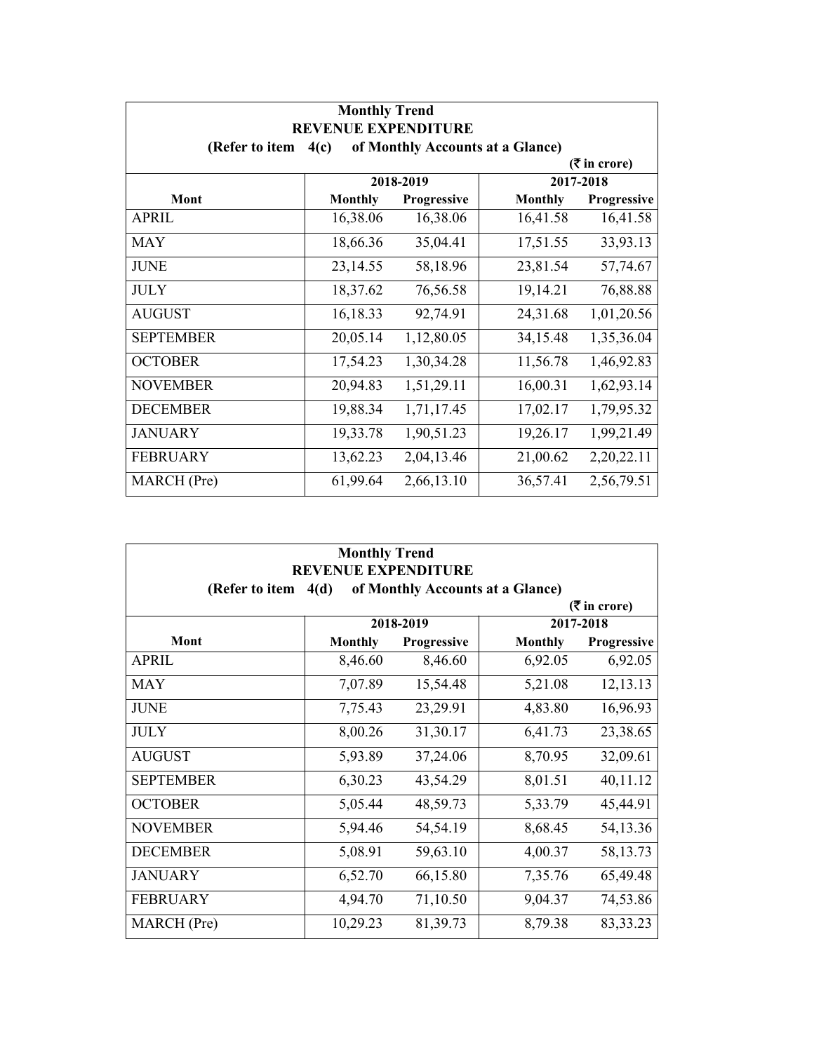| Monthly Trend<br>REVENUE EXPENDITURE<br>(Refer to item 4(c) of Monthly Accounts at a Glance) | | | | |
|---|---|---|---|---|
| | | | | (₹ in crore) |
| | 2018-2019 | | 2017-2018 | |
| Mont | Monthly | Progressive | Monthly | Progressive |
| APRIL | 16,38.06 | 16,38.06 | 16,41.58 | 16,41.58 |
| MAY | 18,66.36 | 35,04.41 | 17,51.55 | 33,93.13 |
| JUNE | 23,14.55 | 58,18.96 | 23,81.54 | 57,74.67 |
| JULY | 18,37.62 | 76,56.58 | 19,14.21 | 76,88.88 |
| AUGUST | 16,18.33 | 92,74.91 | 24,31.68 | 1,01,20.56 |
| SEPTEMBER | 20,05.14 | 1,12,80.05 | 34,15.48 | 1,35,36.04 |
| OCTOBER | 17,54.23 | 1,30,34.28 | 11,56.78 | 1,46,92.83 |
| NOVEMBER | 20,94.83 | 1,51,29.11 | 16,00.31 | 1,62,93.14 |
| DECEMBER | 19,88.34 | 1,71,17.45 | 17,02.17 | 1,79,95.32 |
| JANUARY | 19,33.78 | 1,90,51.23 | 19,26.17 | 1,99,21.49 |
| FEBRUARY | 13,62.23 | 2,04,13.46 | 21,00.62 | 2,20,22.11 |
| MARCH (Pre) | 61,99.64 | 2,66,13.10 | 36,57.41 | 2,56,79.51 |

| Monthly Trend<br>REVENUE EXPENDITURE<br>(Refer to item 4(d) of Monthly Accounts at a Glance) | | | | |
|---|---|---|---|---|
| | | | | (₹ in crore) |
| | 2018-2019 | | 2017-2018 | |
| Mont | Monthly | Progressive | Monthly | Progressive |
| APRIL | 8,46.60 | 8,46.60 | 6,92.05 | 6,92.05 |
| MAY | 7,07.89 | 15,54.48 | 5,21.08 | 12,13.13 |
| JUNE | 7,75.43 | 23,29.91 | 4,83.80 | 16,96.93 |
| JULY | 8,00.26 | 31,30.17 | 6,41.73 | 23,38.65 |
| AUGUST | 5,93.89 | 37,24.06 | 8,70.95 | 32,09.61 |
| SEPTEMBER | 6,30.23 | 43,54.29 | 8,01.51 | 40,11.12 |
| OCTOBER | 5,05.44 | 48,59.73 | 5,33.79 | 45,44.91 |
| NOVEMBER | 5,94.46 | 54,54.19 | 8,68.45 | 54,13.36 |
| DECEMBER | 5,08.91 | 59,63.10 | 4,00.37 | 58,13.73 |
| JANUARY | 6,52.70 | 66,15.80 | 7,35.76 | 65,49.48 |
| FEBRUARY | 4,94.70 | 71,10.50 | 9,04.37 | 74,53.86 |
| MARCH (Pre) | 10,29.23 | 81,39.73 | 8,79.38 | 83,33.23 |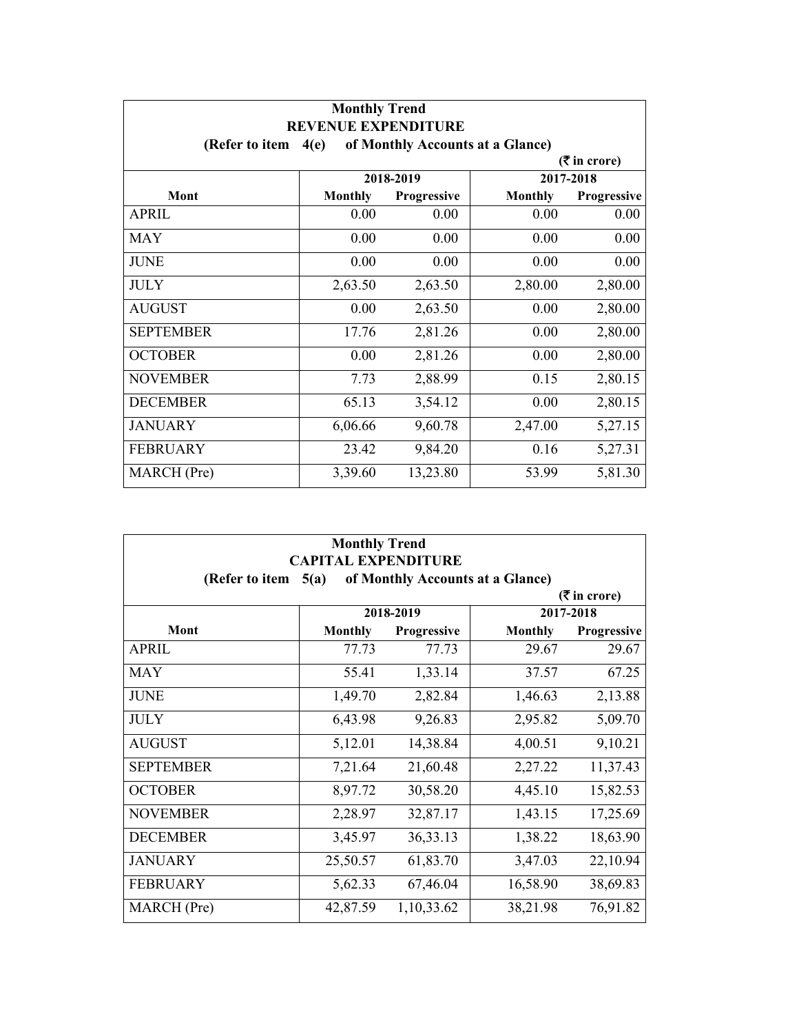| Monthly Trend<br>REVENUE EXPENDITURE<br>(Refer to item 4(e) of Monthly Accounts at a Glance) | | | | |
|---|---|---|---|---|
| | | | | (₹ in crore) |
| | 2018-2019 | | 2017-2018 | |
| Mont | Monthly | Progressive | Monthly | Progressive |
| APRIL | 0.00 | 0.00 | 0.00 | 0.00 |
| MAY | 0.00 | 0.00 | 0.00 | 0.00 |
| JUNE | 0.00 | 0.00 | 0.00 | 0.00 |
| JULY | 2,63.50 | 2,63.50 | 2,80.00 | 2,80.00 |
| AUGUST | 0.00 | 2,63.50 | 0.00 | 2,80.00 |
| SEPTEMBER | 17.76 | 2,81.26 | 0.00 | 2,80.00 |
| OCTOBER | 0.00 | 2,81.26 | 0.00 | 2,80.00 |
| NOVEMBER | 7.73 | 2,88.99 | 0.15 | 2,80.15 |
| DECEMBER | 65.13 | 3,54.12 | 0.00 | 2,80.15 |
| JANUARY | 6,06.66 | 9,60.78 | 2,47.00 | 5,27.15 |
| FEBRUARY | 23.42 | 9,84.20 | 0.16 | 5,27.31 |
| MARCH (Pre) | 3,39.60 | 13,23.80 | 53.99 | 5,81.30 |

| Monthly Trend<br>CAPITAL EXPENDITURE<br>(Refer to item 5(a) of Monthly Accounts at a Glance) | | | | |
|---|---|---|---|---|
| | | | | (₹ in crore) |
| | 2018-2019 | | 2017-2018 | |
| Mont | Monthly | Progressive | Monthly | Progressive |
| APRIL | 77.73 | 77.73 | 29.67 | 29.67 |
| MAY | 55.41 | 1,33.14 | 37.57 | 67.25 |
| JUNE | 1,49.70 | 2,82.84 | 1,46.63 | 2,13.88 |
| JULY | 6,43.98 | 9,26.83 | 2,95.82 | 5,09.70 |
| AUGUST | 5,12.01 | 14,38.84 | 4,00.51 | 9,10.21 |
| SEPTEMBER | 7,21.64 | 21,60.48 | 2,27.22 | 11,37.43 |
| OCTOBER | 8,97.72 | 30,58.20 | 4,45.10 | 15,82.53 |
| NOVEMBER | 2,28.97 | 32,87.17 | 1,43.15 | 17,25.69 |
| DECEMBER | 3,45.97 | 36,33.13 | 1,38.22 | 18,63.90 |
| JANUARY | 25,50.57 | 61,83.70 | 3,47.03 | 22,10.94 |
| FEBRUARY | 5,62.33 | 67,46.04 | 16,58.90 | 38,69.83 |
| MARCH (Pre) | 42,87.59 | 1,10,33.62 | 38,21.98 | 76,91.82 |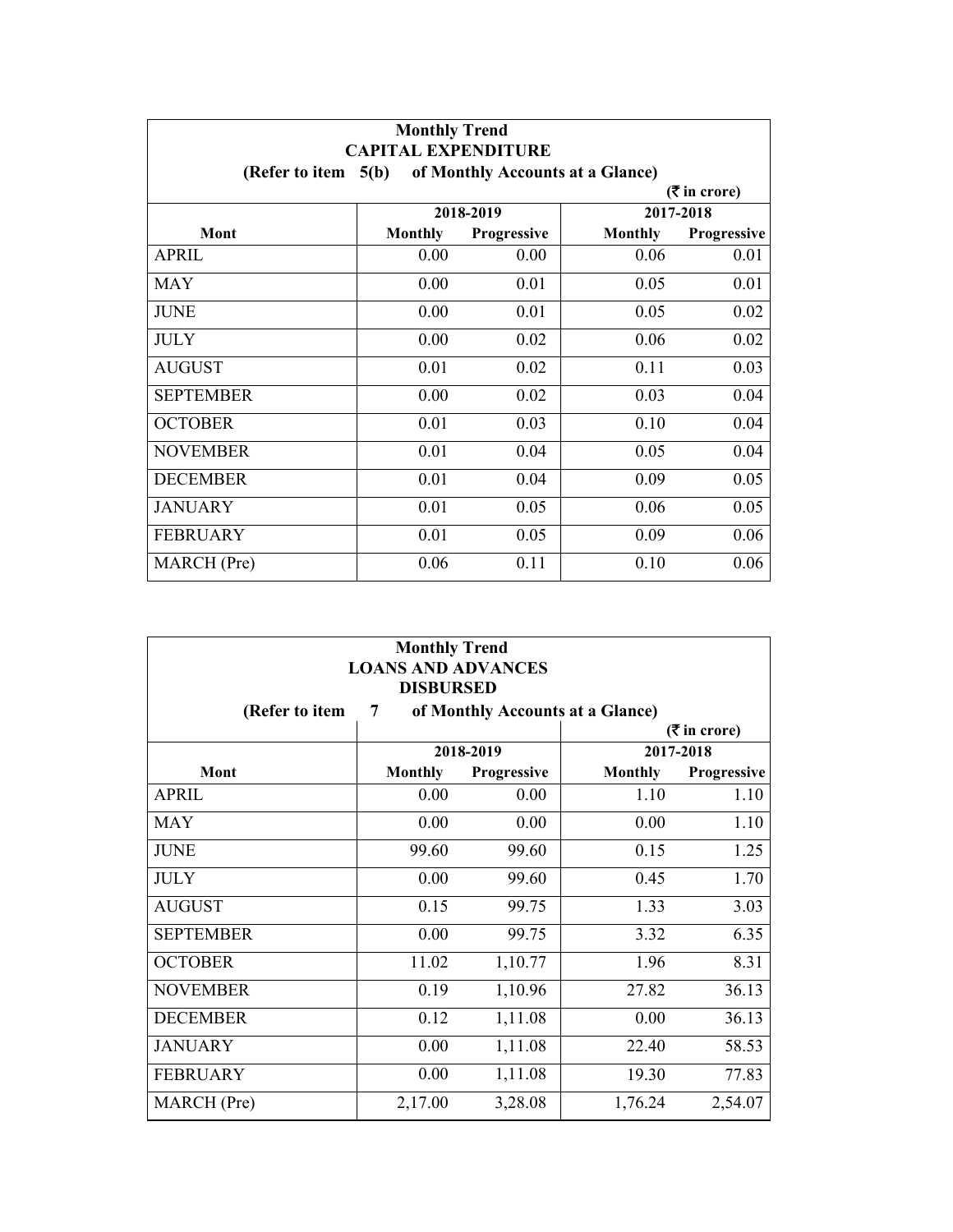| Monthly Trend<br>CAPITAL EXPENDITURE<br>(Refer to item 5(b) of Monthly Accounts at a Glance) | | | | |
|---|---|---|---|---|
| | | | | (₹ in crore) |
| | 2018-2019 | | 2017-2018 | |
| Mont | Monthly | Progressive | Monthly | Progressive |
| APRIL | 0.00 | 0.00 | 0.06 | 0.01 |
| MAY | 0.00 | 0.01 | 0.05 | 0.01 |
| JUNE | 0.00 | 0.01 | 0.05 | 0.02 |
| JULY | 0.00 | 0.02 | 0.06 | 0.02 |
| AUGUST | 0.01 | 0.02 | 0.11 | 0.03 |
| SEPTEMBER | 0.00 | 0.02 | 0.03 | 0.04 |
| OCTOBER | 0.01 | 0.03 | 0.10 | 0.04 |
| NOVEMBER | 0.01 | 0.04 | 0.05 | 0.04 |
| DECEMBER | 0.01 | 0.04 | 0.09 | 0.05 |
| JANUARY | 0.01 | 0.05 | 0.06 | 0.05 |
| FEBRUARY | 0.01 | 0.05 | 0.09 | 0.06 |
| MARCH (Pre) | 0.06 | 0.11 | 0.10 | 0.06 |

| Monthly Trend<br>LOANS AND ADVANCES<br>DISBURSED<br>(Refer to item 7 of Monthly Accounts at a Glance) | | | | |
|---|---|---|---|---|
| | | | | (₹ in crore) |
| | 2018-2019 | | 2017-2018 | |
| Mont | Monthly | Progressive | Monthly | Progressive |
| APRIL | 0.00 | 0.00 | 1.10 | 1.10 |
| MAY | 0.00 | 0.00 | 0.00 | 1.10 |
| JUNE | 99.60 | 99.60 | 0.15 | 1.25 |
| JULY | 0.00 | 99.60 | 0.45 | 1.70 |
| AUGUST | 0.15 | 99.75 | 1.33 | 3.03 |
| SEPTEMBER | 0.00 | 99.75 | 3.32 | 6.35 |
| OCTOBER | 11.02 | 1,10.77 | 1.96 | 8.31 |
| NOVEMBER | 0.19 | 1,10.96 | 27.82 | 36.13 |
| DECEMBER | 0.12 | 1,11.08 | 0.00 | 36.13 |
| JANUARY | 0.00 | 1,11.08 | 22.40 | 58.53 |
| FEBRUARY | 0.00 | 1,11.08 | 19.30 | 77.83 |
| MARCH (Pre) | 2,17.00 | 3,28.08 | 1,76.24 | 2,54.07 |